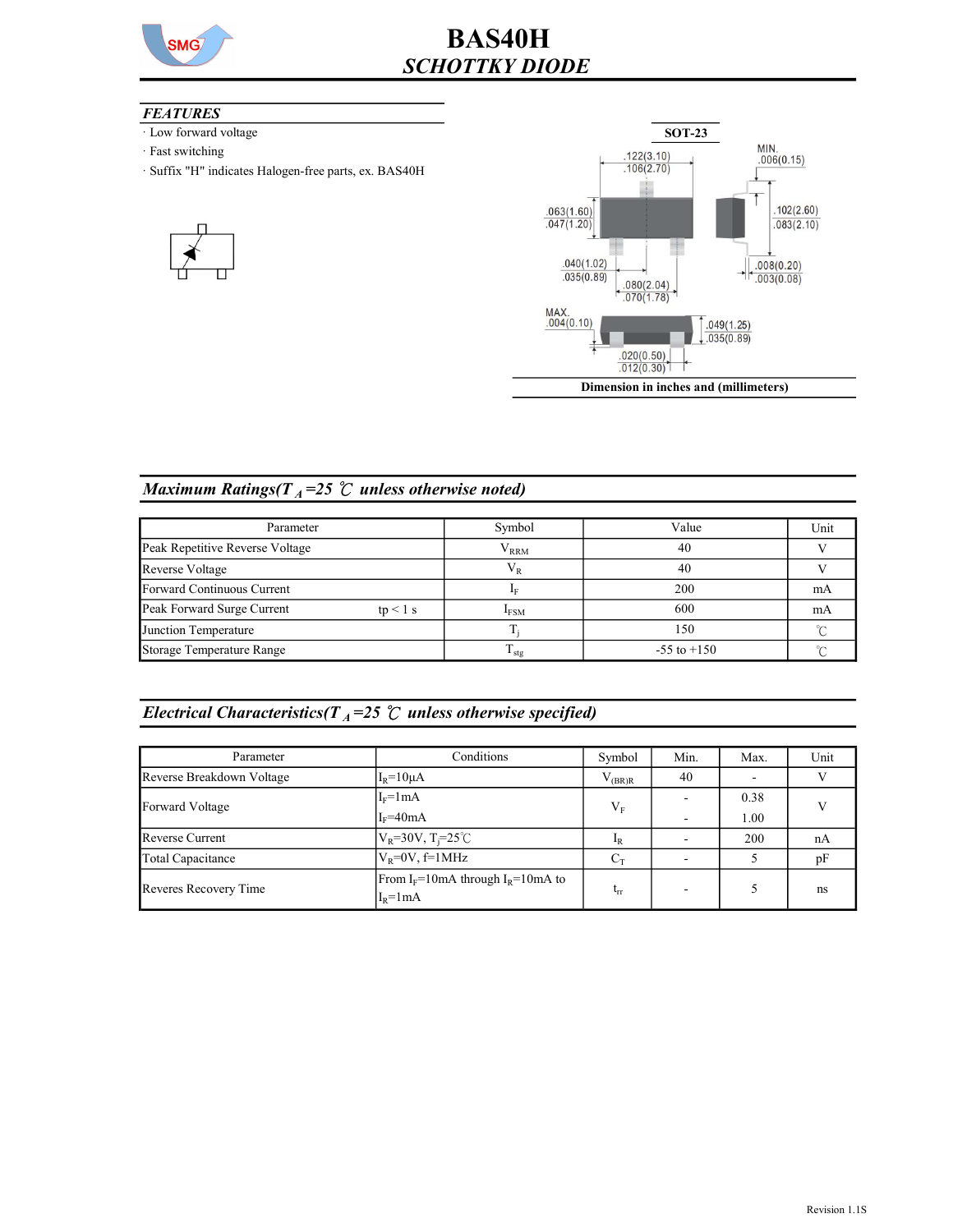# BAS40H

## *SCHOTTKY DIODE*

### *FEATURES*

· Low forward voltage

· Fast switching

· Suffix "H" indicates Halogen-free parts, ex. BAS40H

**SOT-23**

**Dimension in inches and (millimeters)**

## *Maximum Ratings($T_A$=25 ℃ unless otherwise noted)*

| Parameter | Symbol | Value | Unit |
|---|---|---|---|
| Peak Repetitive Reverse Voltage | $V_{RRM}$ | 40 | V |
| Reverse Voltage | $V_R$ | 40 | V |
| Forward Continuous Current | $I_F$ | 200 | mA |
| Peak Forward Surge Current  tp < 1 s | $I_{FSM}$ | 600 | mA |
| Junction Temperature | $T_j$ | 150 | ℃ |
| Storage Temperature Range | $T_{stg}$ | -55 to +150 | ℃ |

## *Electrical Characteristics($T_A$=25 ℃ unless otherwise specified)*

| Parameter | Conditions | Symbol | Min. | Max. | Unit |
|---|---|---|---|---|---|
| Reverse Breakdown Voltage | $I_R$=10μA | $V_{(BR)R}$ | 40 | - | V |
| Forward Voltage | $I_F$=1mA | $V_F$ | - | 0.38 | V |
| | $I_F$=40mA | | - | 1.00 | |
| Reverse Current | $V_R$=30V, $T_j$=25℃ | $I_R$ | - | 200 | nA |
| Total Capacitance | $V_R$=0V, f=1MHz | $C_T$ | - | 5 | pF |
| Reveres Recovery Time | From $I_F$=10mA through $I_R$=10mA to $I_R$=1mA | $t_{rr}$ | - | 5 | ns |

Revision 1.1S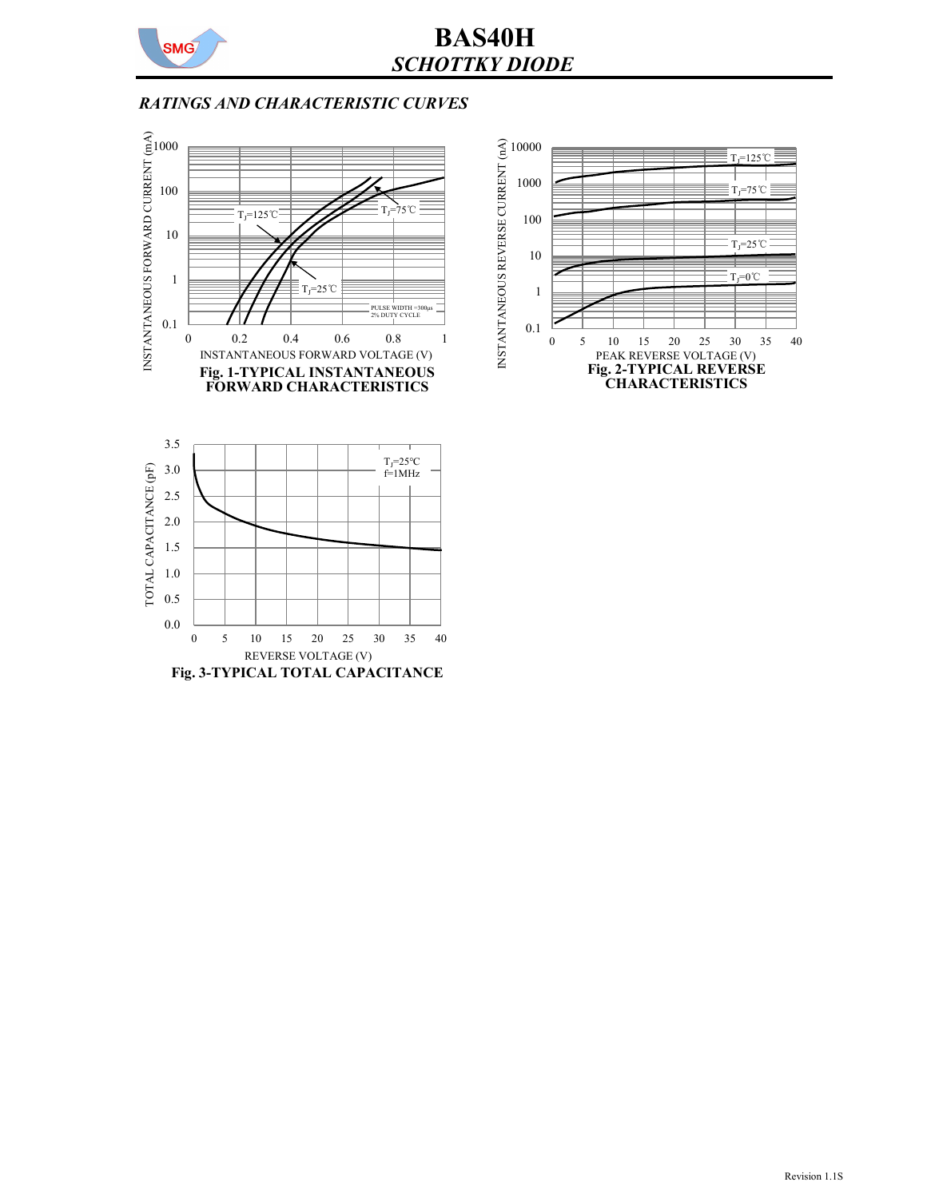## RATINGS AND CHARACTERISTIC CURVES

INSTANTANEOUS FORWARD CURRENT (mA)

1000
100
10
1
0.1

0
0.2
0.4
0.6
0.8
1

INSTANTANEOUS FORWARD VOLTAGE (V)

$T_J$=125℃

$T_J$=75℃

$T_J$=25℃

PULSE WIDTH =300μs
2% DUTY CYCLE

**Fig. 1-TYPICAL INSTANTANEOUS FORWARD CHARACTERISTICS**

INSTANTANEOUS REVERSE CURRENT (nA)

10000
1000
100
10
1
0.1

0
5
10
15
20
25
30
35
40

PEAK REVERSE VOLTAGE (V)

$T_J$=125℃

$T_J$=75℃

$T_J$=25℃

$T_J$=0℃

**Fig. 2-TYPICAL REVERSE CHARACTERISTICS**

TOTAL CAPACITANCE (pF)

3.5
3.0
2.5
2.0
1.5
1.0
0.5
0.0

0
5
10
15
20
25
30
35
40

REVERSE VOLTAGE (V)

$T_J$=25°C
f=1MHz

**Fig. 3-TYPICAL TOTAL CAPACITANCE**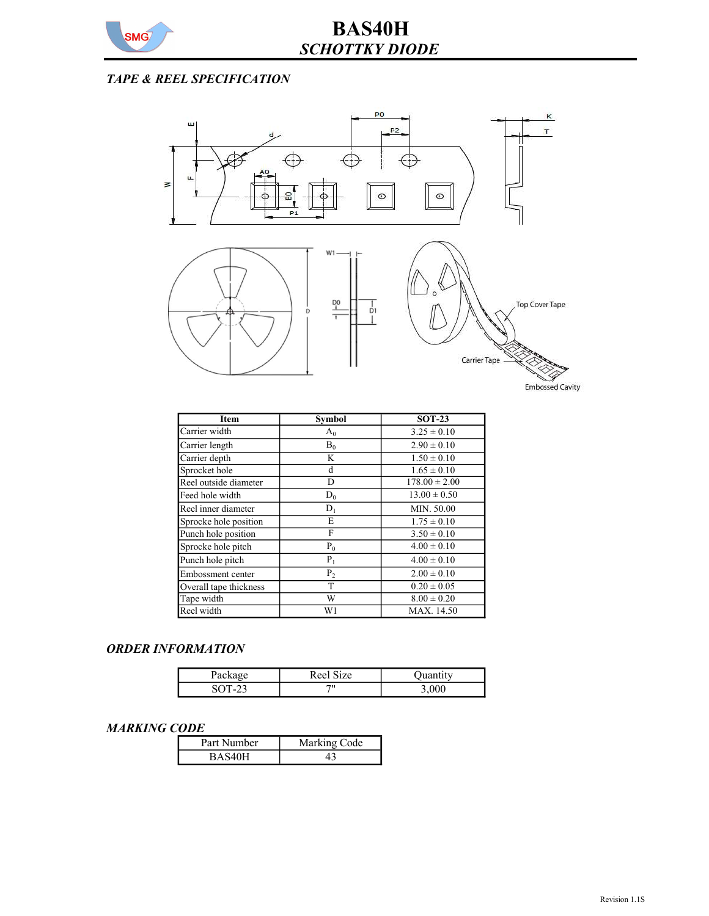## TAPE & REEL SPECIFICATION

PO

P2

K

T

E

d

W

F

A0

B0

P1

W1

D0

D1

D

Top Cover Tape

Carrier Tape

Embossed Cavity

| Item | Symbol | SOT-23 |
|---|---|---|
| Carrier width | $A_0$ | 3.25 ± 0.10 |
| Carrier length | $B_0$ | 2.90 ± 0.10 |
| Carrier depth | K | 1.50 ± 0.10 |
| Sprocket hole | d | 1.65 ± 0.10 |
| Reel outside diameter | D | 178.00 ± 2.00 |
| Feed hole width | $D_0$ | 13.00 ± 0.50 |
| Reel inner diameter | $D_1$ | MIN. 50.00 |
| Sprocke hole position | E | 1.75 ± 0.10 |
| Punch hole position | F | 3.50 ± 0.10 |
| Sprocke hole pitch | $P_0$ | 4.00 ± 0.10 |
| Punch hole pitch | $P_1$ | 4.00 ± 0.10 |
| Embossment center | $P_2$ | 2.00 ± 0.10 |
| Overall tape thickness | T | 0.20 ± 0.05 |
| Tape width | W | 8.00 ± 0.20 |
| Reel width | W1 | MAX. 14.50 |

## ORDER INFORMATION

| Package | Reel Size | Quantity |
|---|---|---|
| SOT-23 | 7" | 3,000 |

## MARKING CODE

| Part Number | Marking Code |
|---|---|
| BAS40H | 43 |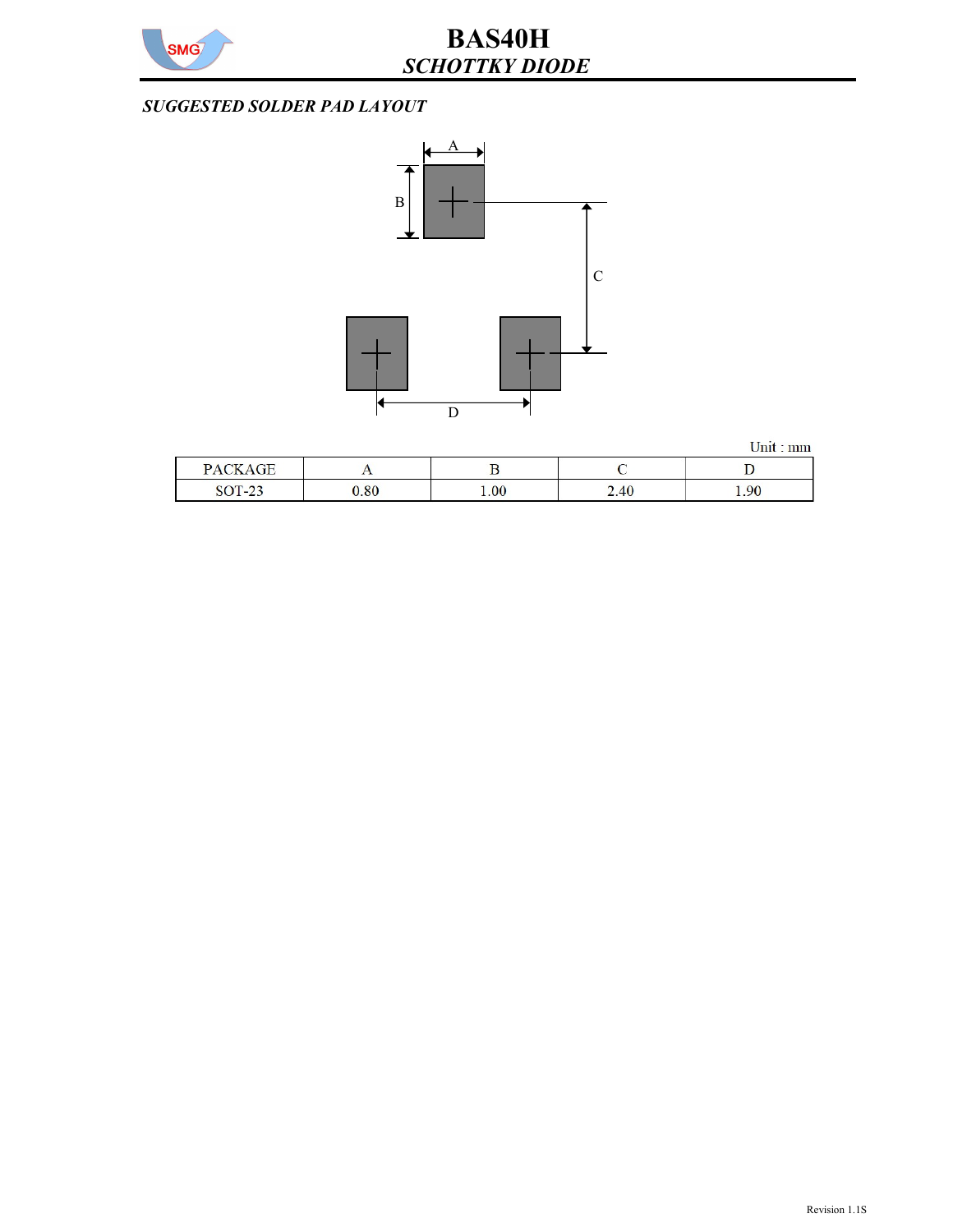# BAS40H
## *SCHOTTKY DIODE*

### *SUGGESTED SOLDER PAD LAYOUT*

A

B

C

D

Unit : mm

| PACKAGE | A | B | C | D |
|---|---|---|---|---|
| SOT-23 | 0.80 | 1.00 | 2.40 | 1.90 |

Revision 1.1S